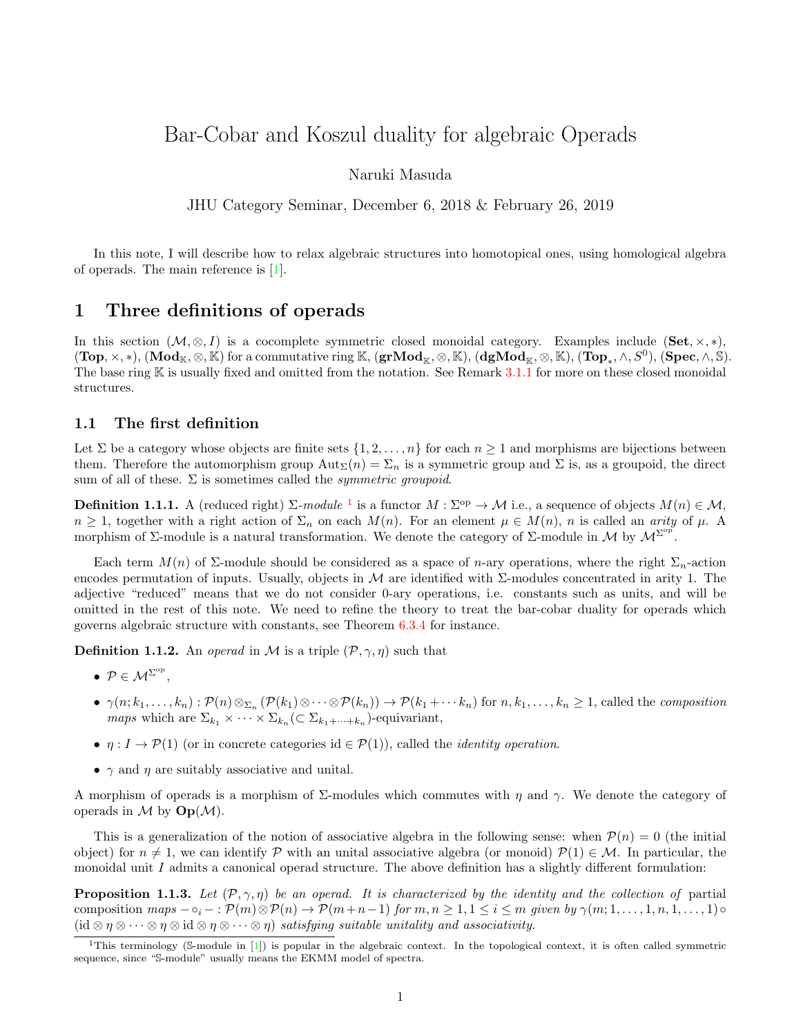# Bar-Cobar and Koszul duality for algebraic Operads

Naruki Masuda

JHU Category Seminar, December 6, 2018 & February 26, 2019

In this note, I will describe how to relax algebraic structures into homotopical ones, using homological algebra of operads. The main reference is [1].

## 1 Three definitions of operads

In this section $(\mathcal{M}, \otimes, I)$ is a cocomplete symmetric closed monoidal category. Examples include $(\mathbf{Set}, \times, *)$, $(\mathbf{Top}, \times, *)$, $(\mathbf{Mod}_{\mathbb{K}}, \otimes, \mathbb{K})$ for a commutative ring $\mathbb{K}$, $(\mathbf{grMod}_{\mathbb{K}}, \otimes, \mathbb{K})$, $(\mathbf{dgMod}_{\mathbb{K}}, \otimes, \mathbb{K})$, $(\mathbf{Top}_*, \wedge, S^0)$, $(\mathbf{Spec}, \wedge, \mathbb{S})$. The base ring $\mathbb{K}$ is usually fixed and omitted from the notation. See Remark 3.1.1 for more on these closed monoidal structures.

### 1.1 The first definition

Let $\Sigma$ be a category whose objects are finite sets $\{1, 2, \ldots, n\}$ for each $n \geq 1$ and morphisms are bijections between them. Therefore the automorphism group $\mathrm{Aut}_{\Sigma}(n) = \Sigma_n$ is a symmetric group and $\Sigma$ is, as a groupoid, the direct sum of all of these. $\Sigma$ is sometimes called the *symmetric groupoid*.

**Definition 1.1.1.** A (reduced right) $\Sigma$-*module* [1] is a functor $M : \Sigma^{\mathrm{op}} \to \mathcal{M}$ i.e., a sequence of objects $M(n) \in \mathcal{M}$, $n \geq 1$, together with a right action of $\Sigma_n$ on each $M(n)$. For an element $\mu \in M(n)$, $n$ is called an *arity* of $\mu$. A morphism of $\Sigma$-module is a natural transformation. We denote the category of $\Sigma$-module in $\mathcal{M}$ by $\mathcal{M}^{\Sigma^{\mathrm{op}}}$.

Each term $M(n)$ of $\Sigma$-module should be considered as a space of $n$-ary operations, where the right $\Sigma_n$-action encodes permutation of inputs. Usually, objects in $\mathcal{M}$ are identified with $\Sigma$-modules concentrated in arity 1. The adjective "reduced" means that we do not consider 0-ary operations, i.e. constants such as units, and will be omitted in the rest of this note. We need to refine the theory to treat the bar-cobar duality for operads which governs algebraic structure with constants, see Theorem 6.3.4 for instance.

**Definition 1.1.2.** An *operad* in $\mathcal{M}$ is a triple $(\mathcal{P}, \gamma, \eta)$ such that

- $\mathcal{P} \in \mathcal{M}^{\Sigma^{\mathrm{op}}}$,
- $\gamma(n; k_1, \ldots, k_n) : \mathcal{P}(n) \otimes_{\Sigma_n} (\mathcal{P}(k_1) \otimes \cdots \otimes \mathcal{P}(k_n)) \to \mathcal{P}(k_1 + \cdots k_n)$ for $n, k_1, \ldots, k_n \geq 1$, called the *composition maps* which are $\Sigma_{k_1} \times \cdots \times \Sigma_{k_n} (\subset \Sigma_{k_1 + \cdots + k_n})$-equivariant,
- $\eta : I \to \mathcal{P}(1)$ (or in concrete categories $\mathrm{id} \in \mathcal{P}(1)$), called the *identity operation*.
- $\gamma$ and $\eta$ are suitably associative and unital.

A morphism of operads is a morphism of $\Sigma$-modules which commutes with $\eta$ and $\gamma$. We denote the category of operads in $\mathcal{M}$ by $\mathbf{Op}(\mathcal{M})$.

This is a generalization of the notion of associative algebra in the following sense: when $\mathcal{P}(n) = 0$ (the initial object) for $n \neq 1$, we can identify $\mathcal{P}$ with an unital associative algebra (or monoid) $\mathcal{P}(1) \in \mathcal{M}$. In particular, the monoidal unit $I$ admits a canonical operad structure. The above definition has a slightly different formulation:

**Proposition 1.1.3.** *Let $(\mathcal{P}, \gamma, \eta)$ be an operad. It is characterized by the identity and the collection of* partial composition *maps $- \circ_i - : \mathcal{P}(m) \otimes \mathcal{P}(n) \to \mathcal{P}(m+n-1)$ for $m, n \geq 1, 1 \leq i \leq m$ given by $\gamma(m; 1, \ldots, 1, n, 1, \ldots, 1) \circ (\mathrm{id} \otimes \eta \otimes \cdots \otimes \eta \otimes \mathrm{id} \otimes \eta \otimes \cdots \otimes \eta)$ satisfying suitable unitality and associativity.*

[1] This terminology ($\mathbb{S}$-module in [1]) is popular in the algebraic context. In the topological context, it is often called symmetric sequence, since "$\mathbb{S}$-module" usually means the EKMM model of spectra.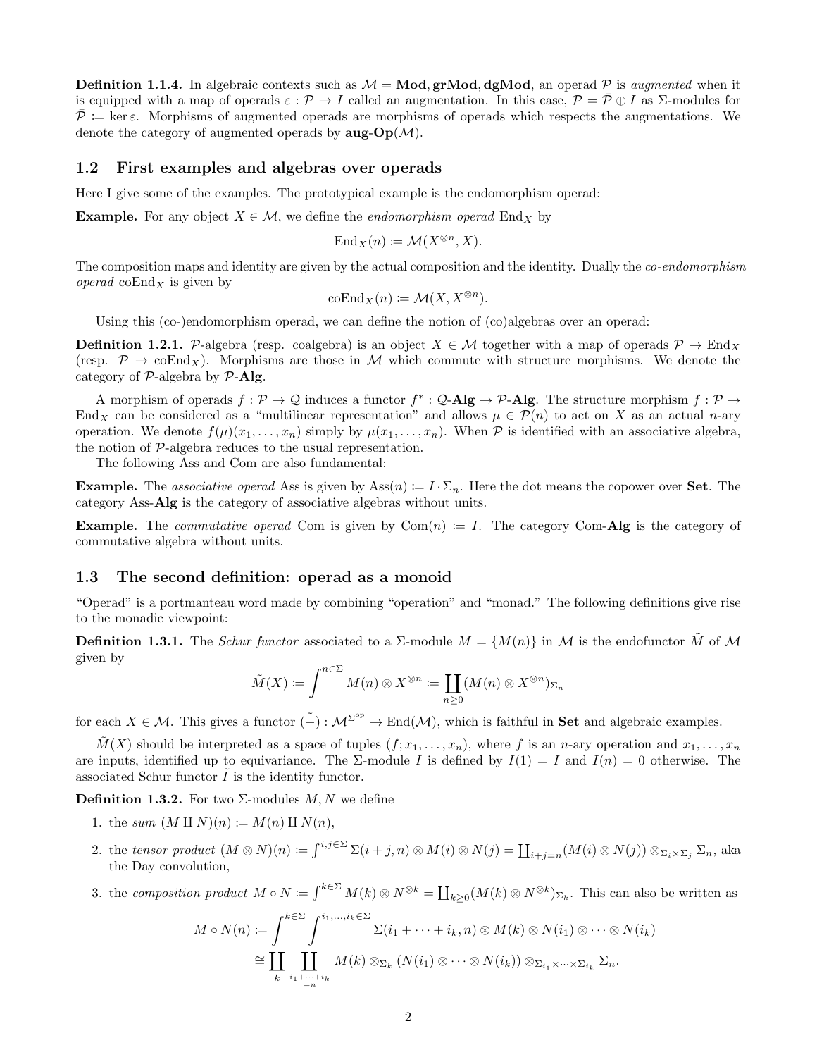**Definition 1.1.4.** In algebraic contexts such as $\mathcal{M} = \mathbf{Mod}, \mathbf{grMod}, \mathbf{dgMod}$, an operad $\mathcal{P}$ is *augmented* when it is equipped with a map of operads $\varepsilon : \mathcal{P} \to I$ called an augmentation. In this case, $\mathcal{P} = \bar{\mathcal{P}} \oplus I$ as $\Sigma$-modules for $\bar{\mathcal{P}} \coloneqq \ker \varepsilon$. Morphisms of augmented operads are morphisms of operads which respects the augmentations. We denote the category of augmented operads by $\mathbf{aug}\text{-}\mathbf{Op}(\mathcal{M})$.

## 1.2 First examples and algebras over operads

Here I give some of the examples. The prototypical example is the endomorphism operad:

**Example.** For any object $X \in \mathcal{M}$, we define the *endomorphism operad* $\mathrm{End}_X$ by

$$\mathrm{End}_X(n) \coloneqq \mathcal{M}(X^{\otimes n}, X).$$

The composition maps and identity are given by the actual composition and the identity. Dually the *co-endomorphism operad* $\mathrm{coEnd}_X$ is given by

$$\mathrm{coEnd}_X(n) \coloneqq \mathcal{M}(X, X^{\otimes n}).$$

Using this (co-)endomorphism operad, we can define the notion of (co)algebras over an operad:

**Definition 1.2.1.** $\mathcal{P}$-algebra (resp. coalgebra) is an object $X \in \mathcal{M}$ together with a map of operads $\mathcal{P} \to \mathrm{End}_X$ (resp. $\mathcal{P} \to \mathrm{coEnd}_X$). Morphisms are those in $\mathcal{M}$ which commute with structure morphisms. We denote the category of $\mathcal{P}$-algebra by $\mathcal{P}$-$\mathbf{Alg}$.

A morphism of operads $f : \mathcal{P} \to \mathcal{Q}$ induces a functor $f^* : \mathcal{Q}\text{-}\mathbf{Alg} \to \mathcal{P}\text{-}\mathbf{Alg}$. The structure morphism $f : \mathcal{P} \to \mathrm{End}_X$ can be considered as a "multilinear representation" and allows $\mu \in \mathcal{P}(n)$ to act on $X$ as an actual $n$-ary operation. We denote $f(\mu)(x_1, \ldots, x_n)$ simply by $\mu(x_1, \ldots, x_n)$. When $\mathcal{P}$ is identified with an associative algebra, the notion of $\mathcal{P}$-algebra reduces to the usual representation.

The following Ass and Com are also fundamental:

**Example.** The *associative operad* Ass is given by $\mathrm{Ass}(n) \coloneqq I \cdot \Sigma_n$. Here the dot means the copower over $\mathbf{Set}$. The category Ass-$\mathbf{Alg}$ is the category of associative algebras without units.

**Example.** The *commutative operad* Com is given by $\mathrm{Com}(n) \coloneqq I$. The category Com-$\mathbf{Alg}$ is the category of commutative algebra without units.

## 1.3 The second definition: operad as a monoid

"Operad" is a portmanteau word made by combining "operation" and "monad." The following definitions give rise to the monadic viewpoint:

**Definition 1.3.1.** The *Schur functor* associated to a $\Sigma$-module $M = \{M(n)\}$ in $\mathcal{M}$ is the endofunctor $\tilde{M}$ of $\mathcal{M}$ given by

$$\tilde{M}(X) \coloneqq \int^{n \in \Sigma} M(n) \otimes X^{\otimes n} \coloneqq \coprod_{n \geq 0} (M(n) \otimes X^{\otimes n})_{\Sigma_n}$$

for each $X \in \mathcal{M}$. This gives a functor $\tilde{(-)} : \mathcal{M}^{\Sigma^{\mathrm{op}}} \to \mathrm{End}(\mathcal{M})$, which is faithful in $\mathbf{Set}$ and algebraic examples.

$\tilde{M}(X)$ should be interpreted as a space of tuples $(f; x_1, \ldots, x_n)$, where $f$ is an $n$-ary operation and $x_1, \ldots, x_n$ are inputs, identified up to equivariance. The $\Sigma$-module $I$ is defined by $I(1) = I$ and $I(n) = 0$ otherwise. The associated Schur functor $\tilde{I}$ is the identity functor.

**Definition 1.3.2.** For two $\Sigma$-modules $M, N$ we define

1. the *sum* $(M \amalg N)(n) \coloneqq M(n) \amalg N(n)$,
2. the *tensor product* $(M \otimes N)(n) \coloneqq \int^{i,j \in \Sigma} \Sigma(i + j, n) \otimes M(i) \otimes N(j) = \coprod_{i+j=n} (M(i) \otimes N(j)) \otimes_{\Sigma_i \times \Sigma_j} \Sigma_n$, aka the Day convolution,
3. the *composition product* $M \circ N \coloneqq \int^{k \in \Sigma} M(k) \otimes N^{\otimes k} = \coprod_{k \geq 0} (M(k) \otimes N^{\otimes k})_{\Sigma_k}$. This can also be written as

$$\begin{aligned} M \circ N(n) &\coloneqq \int^{k \in \Sigma} \int^{i_1, \ldots, i_k \in \Sigma} \Sigma(i_1 + \cdots + i_k, n) \otimes M(k) \otimes N(i_1) \otimes \cdots \otimes N(i_k) \\ &\cong \coprod_k \coprod_{i_1 + \cdots + i_k = n} M(k) \otimes_{\Sigma_k} (N(i_1) \otimes \cdots \otimes N(i_k)) \otimes_{\Sigma_{i_1} \times \cdots \times \Sigma_{i_k}} \Sigma_n. \end{aligned}$$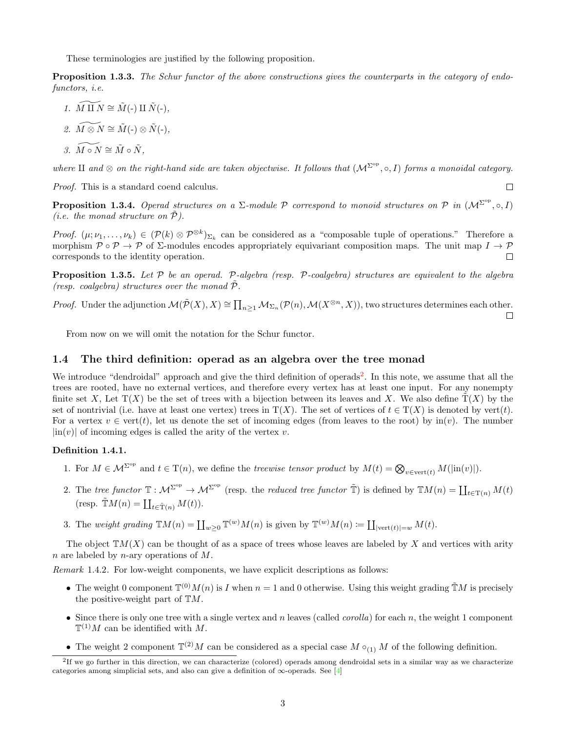These terminologies are justified by the following proposition.

**Proposition 1.3.3.** *The Schur functor of the above constructions gives the counterparts in the category of endofunctors, i.e.*

1. $\widetilde{M \amalg N} \cong \tilde{M}(\text{-}) \amalg \tilde{N}(\text{-})$,
2. $\widetilde{M \otimes N} \cong \tilde{M}(\text{-}) \otimes \tilde{N}(\text{-})$,
3. $\widetilde{M \circ N} \cong \tilde{M} \circ \tilde{N}$,

*where* $\amalg$ *and* $\otimes$ *on the right-hand side are taken objectwise. It follows that* $(\mathcal{M}^{\Sigma^{\text{op}}}, \circ, I)$ *forms a monoidal category.*

*Proof.* This is a standard coend calculus. □

**Proposition 1.3.4.** *Operad structures on a* $\Sigma$*-module* $\mathcal{P}$ *correspond to monoid structures on* $\mathcal{P}$ *in* $(\mathcal{M}^{\Sigma^{\text{op}}}, \circ, I)$ *(i.e. the monad structure on* $\tilde{\mathcal{P}}$*).*

*Proof.* $(\mu; \nu_1, \dots, \nu_k) \in (\mathcal{P}(k) \otimes \mathcal{P}^{\otimes k})_{\Sigma_k}$ can be considered as a "composable tuple of operations." Therefore a morphism $\mathcal{P} \circ \mathcal{P} \to \mathcal{P}$ of $\Sigma$-modules encodes appropriately equivariant composition maps. The unit map $I \to \mathcal{P}$ corresponds to the identity operation. □

**Proposition 1.3.5.** *Let* $\mathcal{P}$ *be an operad.* $\mathcal{P}$*-algebra (resp.* $\mathcal{P}$*-coalgebra) structures are equivalent to the algebra (resp. coalgebra) structures over the monad* $\tilde{\mathcal{P}}$*.*

*Proof.* Under the adjunction $\mathcal{M}(\tilde{\mathcal{P}}(X), X) \cong \prod_{n \geq 1} \mathcal{M}_{\Sigma_n}(\mathcal{P}(n), \mathcal{M}(X^{\otimes n}, X))$, two structures determines each other. □

From now on we will omit the notation for the Schur functor.

## 1.4 The third definition: operad as an algebra over the tree monad

We introduce "dendroidal" approach and give the third definition of operads[2]. In this note, we assume that all the trees are rooted, have no external vertices, and therefore every vertex has at least one input. For any nonempty finite set $X$, Let $\mathrm{T}(X)$ be the set of trees with a bijection between its leaves and $X$. We also define $\tilde{\mathrm{T}}(X)$ by the set of nontrivial (i.e. have at least one vertex) trees in $\mathrm{T}(X)$. The set of vertices of $t \in \mathrm{T}(X)$ is denoted by $\mathrm{vert}(t)$. For a vertex $v \in \mathrm{vert}(t)$, let us denote the set of incoming edges (from leaves to the root) by $\mathrm{in}(v)$. The number $|\mathrm{in}(v)|$ of incoming edges is called the arity of the vertex $v$.

**Definition 1.4.1.**

1. For $M \in \mathcal{M}^{\Sigma^{\text{op}}}$ and $t \in \mathrm{T}(n)$, we define the *treewise tensor product* by $M(t) = \bigotimes_{v \in \mathrm{vert}(t)} M(|\mathrm{in}(v)|)$.
2. The *tree functor* $\mathbb{T} : \mathcal{M}^{\Sigma^{\text{op}}} \to \mathcal{M}^{\Sigma^{\text{op}}}$ (resp. the *reduced tree functor* $\tilde{\mathbb{T}}$) is defined by $\mathbb{T}M(n) = \coprod_{t \in \mathrm{T}(n)} M(t)$ (resp. $\tilde{\mathbb{T}}M(n) = \coprod_{t \in \tilde{\mathrm{T}}(n)} M(t)$).
3. The *weight grading* $\mathbb{T}M(n) = \coprod_{w \geq 0} \mathbb{T}^{(w)}M(n)$ is given by $\mathbb{T}^{(w)}M(n) := \coprod_{|\mathrm{vert}(t)|=w} M(t)$.

The object $\mathbb{T}M(X)$ can be thought of as a space of trees whose leaves are labeled by $X$ and vertices with arity $n$ are labeled by $n$-ary operations of $M$.

*Remark* 1.4.2. For low-weight components, we have explicit descriptions as follows:

- The weight 0 component $\mathbb{T}^{(0)}M(n)$ is $I$ when $n = 1$ and 0 otherwise. Using this weight grading $\tilde{\mathbb{T}}M$ is precisely the positive-weight part of $\mathbb{T}M$.
- Since there is only one tree with a single vertex and $n$ leaves (called *corolla*) for each $n$, the weight 1 component $\mathbb{T}^{(1)}M$ can be identified with $M$.
- The weight 2 component $\mathbb{T}^{(2)}M$ can be considered as a special case $M \circ_{(1)} M$ of the following definition.

[2] If we go further in this direction, we can characterize (colored) operads among dendroidal sets in a similar way as we characterize categories among simplicial sets, and also can give a definition of $\infty$-operads. See [4]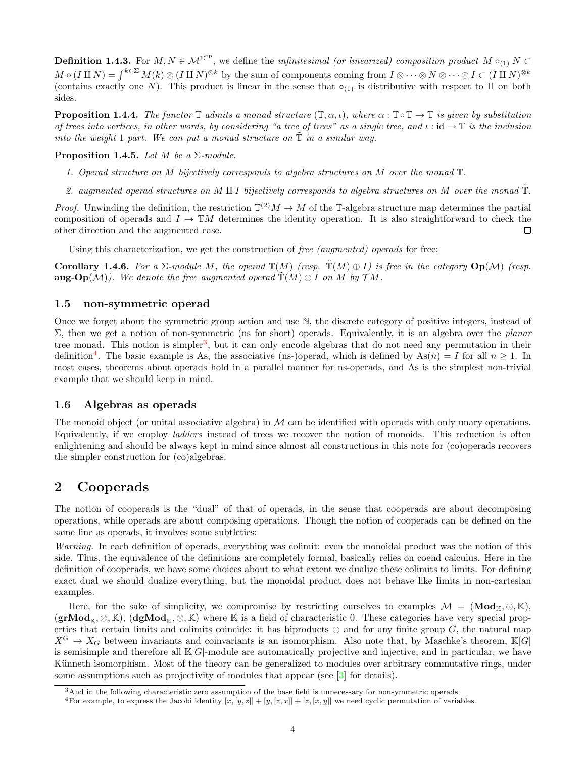**Definition 1.4.3.** For $M, N \in \mathcal{M}^{\Sigma^{\mathrm{op}}}$, we define the *infinitesimal (or linearized) composition product* $M \circ_{(1)} N \subset M \circ (I \amalg N) = \int^{k \in \Sigma} M(k) \otimes (I \amalg N)^{\otimes k}$ by the sum of components coming from $I \otimes \cdots \otimes N \otimes \cdots \otimes I \subset (I \amalg N)^{\otimes k}$ (contains exactly one $N$). This product is linear in the sense that $\circ_{(1)}$ is distributive with respect to $\amalg$ on both sides.

**Proposition 1.4.4.** *The functor $\mathbb{T}$ admits a monad structure $(\mathbb{T}, \alpha, \iota)$, where $\alpha : \mathbb{T} \circ \mathbb{T} \to \mathbb{T}$ is given by substitution of trees into vertices, in other words, by considering "a tree of trees" as a single tree, and $\iota : \mathrm{id} \to \mathbb{T}$ is the inclusion into the weight 1 part. We can put a monad structure on $\tilde{\mathbb{T}}$ in a similar way.*

**Proposition 1.4.5.** *Let $M$ be a $\Sigma$-module.*

1. *Operad structure on $M$ bijectively corresponds to algebra structures on $M$ over the monad $\mathbb{T}$.*
2. *augmented operad structures on $M \amalg I$ bijectively corresponds to algebra structures on $M$ over the monad $\tilde{\mathbb{T}}$.*

*Proof.* Unwinding the definition, the restriction $\mathbb{T}^{(2)} M \to M$ of the $\mathbb{T}$-algebra structure map determines the partial composition of operads and $I \to \mathbb{T}M$ determines the identity operation. It is also straightforward to check the other direction and the augmented case. $\square$

Using this characterization, we get the construction of *free (augmented) operads* for free:

**Corollary 1.4.6.** *For a $\Sigma$-module $M$, the operad $\mathbb{T}(M)$ (resp. $\tilde{\mathbb{T}}(M) \oplus I$) is free in the category $\mathbf{Op}(\mathcal{M})$ (resp. $\mathbf{aug\text{-}Op}(\mathcal{M})$). We denote the free augmented operad $\tilde{\mathbb{T}}(M) \oplus I$ on $M$ by $\mathcal{T}M$.*

### 1.5 non-symmetric operad

Once we forget about the symmetric group action and use $\mathbb{N}$, the discrete category of positive integers, instead of $\Sigma$, then we get a notion of non-symmetric (ns for short) operads. Equivalently, it is an algebra over the *planar* tree monad. This notion is simpler[3], but it can only encode algebras that do not need any permutation in their definition[4]. The basic example is As, the associative (ns-)operad, which is defined by $\mathrm{As}(n) = I$ for all $n \geq 1$. In most cases, theorems about operads hold in a parallel manner for ns-operads, and As is the simplest non-trivial example that we should keep in mind.

### 1.6 Algebras as operads

The monoid object (or unital associative algebra) in $\mathcal{M}$ can be identified with operads with only unary operations. Equivalently, if we employ *ladders* instead of trees we recover the notion of monoids. This reduction is often enlightening and should be always kept in mind since almost all constructions in this note for (co)operads recovers the simpler construction for (co)algebras.

## 2 Cooperads

The notion of cooperads is the "dual" of that of operads, in the sense that cooperads are about decomposing operations, while operads are about composing operations. Though the notion of cooperads can be defined on the same line as operads, it involves some subtleties:

*Warning.* In each definition of operads, everything was colimit: even the monoidal product was the notion of this side. Thus, the equivalence of the definitions are completely formal, basically relies on coend calculus. Here in the definition of cooperads, we have some choices about to what extent we dualize these colimits to limits. For defining exact dual we should dualize everything, but the monoidal product does not behave like limits in non-cartesian examples.

Here, for the sake of simplicity, we compromise by restricting ourselves to examples $\mathcal{M} = (\mathbf{Mod}_{\mathbb{K}}, \otimes, \mathbb{K})$, $(\mathbf{grMod}_{\mathbb{K}}, \otimes, \mathbb{K})$, $(\mathbf{dgMod}_{\mathbb{K}}, \otimes, \mathbb{K})$ where $\mathbb{K}$ is a field of characteristic 0. These categories have very special properties that certain limits and colimits coincide: it has biproducts $\oplus$ and for any finite group $G$, the natural map $X^G \to X_G$ between invariants and coinvariants is an isomorphism. Also note that, by Maschke's theorem, $\mathbb{K}[G]$ is semisimple and therefore all $\mathbb{K}[G]$-module are automatically projective and injective, and in particular, we have Künneth isomorphism. Most of the theory can be generalized to modules over arbitrary commutative rings, under some assumptions such as projectivity of modules that appear (see [3] for details).

[3] And in the following characteristic zero assumption of the base field is unnecessary for nonsymmetric operads

[4] For example, to express the Jacobi identity $[x, [y, z]] + [y, [z, x]] + [z, [x, y]]$ we need cyclic permutation of variables.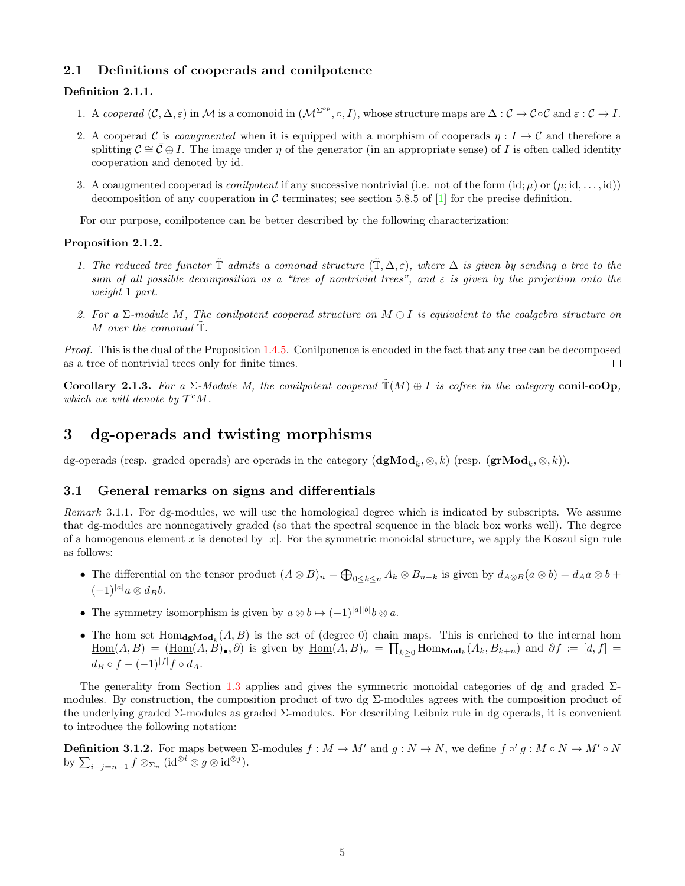## 2.1 Definitions of cooperads and conilpotence

**Definition 2.1.1.**

1. A *cooperad* $(\mathcal{C}, \Delta, \varepsilon)$ in $\mathcal{M}$ is a comonoid in $(\mathcal{M}^{\Sigma^{\text{op}}}, \circ, I)$, whose structure maps are $\Delta : \mathcal{C} \to \mathcal{C} \circ \mathcal{C}$ and $\varepsilon : \mathcal{C} \to I$.

2. A cooperad $\mathcal{C}$ is *coaugmented* when it is equipped with a morphism of cooperads $\eta : I \to \mathcal{C}$ and therefore a splitting $\mathcal{C} \cong \bar{\mathcal{C}} \oplus I$. The image under $\eta$ of the generator (in an appropriate sense) of $I$ is often called identity cooperation and denoted by id.

3. A coaugmented cooperad is *conilpotent* if any successive nontrivial (i.e. not of the form $(\text{id}; \mu)$ or $(\mu; \text{id}, \ldots, \text{id})$) decomposition of any cooperation in $\mathcal{C}$ terminates; see section 5.8.5 of [1] for the precise definition.

For our purpose, conilpotence can be better described by the following characterization:

**Proposition 2.1.2.**

1. *The reduced tree functor $\tilde{\mathbb{T}}$ admits a comonad structure $(\tilde{\mathbb{T}}, \Delta, \varepsilon)$, where $\Delta$ is given by sending a tree to the sum of all possible decomposition as a "tree of nontrivial trees", and $\varepsilon$ is given by the projection onto the weight 1 part.*

2. *For a $\Sigma$-module $M$, The conilpotent cooperad structure on $M \oplus I$ is equivalent to the coalgebra structure on $M$ over the comonad $\tilde{\mathbb{T}}$.*

*Proof.* This is the dual of the Proposition 1.4.5. Conilponence is encoded in the fact that any tree can be decomposed as a tree of nontrivial trees only for finite times. □

**Corollary 2.1.3.** *For a $\Sigma$-Module $M$, the conilpotent cooperad $\tilde{\mathbb{T}}(M) \oplus I$ is cofree in the category* **conil-coOp**, *which we will denote by $\mathcal{T}^c M$.*

# 3 dg-operads and twisting morphisms

dg-operads (resp. graded operads) are operads in the category $(\mathbf{dgMod}_k, \otimes, k)$ (resp. $(\mathbf{grMod}_k, \otimes, k)$).

## 3.1 General remarks on signs and differentials

*Remark* 3.1.1. For dg-modules, we will use the homological degree which is indicated by subscripts. We assume that dg-modules are nonnegatively graded (so that the spectral sequence in the black box works well). The degree of a homogenous element $x$ is denoted by $|x|$. For the symmetric monoidal structure, we apply the Koszul sign rule as follows:

- The differential on the tensor product $(A \otimes B)_n = \bigoplus_{0 \leq k \leq n} A_k \otimes B_{n-k}$ is given by $d_{A \otimes B}(a \otimes b) = d_A a \otimes b + (-1)^{|a|} a \otimes d_B b$.
- The symmetry isomorphism is given by $a \otimes b \mapsto (-1)^{|a||b|} b \otimes a$.
- The hom set $\text{Hom}_{\mathbf{dgMod}_k}(A, B)$ is the set of (degree 0) chain maps. This is enriched to the internal hom $\underline{\text{Hom}}(A, B) = (\underline{\text{Hom}}(A, B)_\bullet, \partial)$ is given by $\underline{\text{Hom}}(A, B)_n = \prod_{k \geq 0} \text{Hom}_{\mathbf{Mod}_k}(A_k, B_{k+n})$ and $\partial f := [d, f] = d_B \circ f - (-1)^{|f|} f \circ d_A$.

The generality from Section 1.3 applies and gives the symmetric monoidal categories of dg and graded $\Sigma$-modules. By construction, the composition product of two dg $\Sigma$-modules agrees with the composition product of the underlying graded $\Sigma$-modules as graded $\Sigma$-modules. For describing Leibniz rule in dg operads, it is convenient to introduce the following notation:

**Definition 3.1.2.** For maps between $\Sigma$-modules $f : M \to M'$ and $g : N \to N$, we define $f \circ' g : M \circ N \to M' \circ N$ by $\sum_{i+j=n-1} f \otimes_{\Sigma_n} (\text{id}^{\otimes i} \otimes g \otimes \text{id}^{\otimes j})$.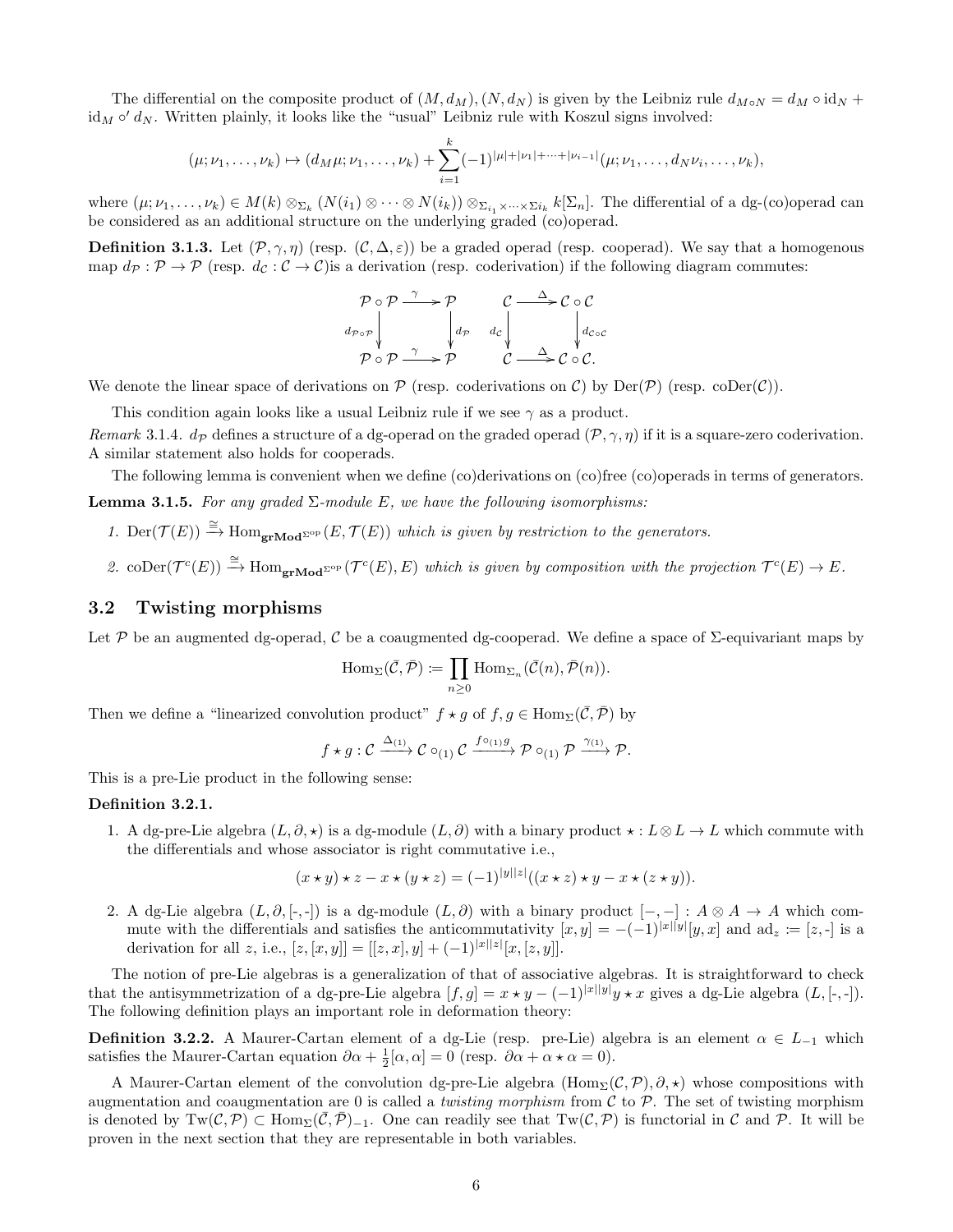The differential on the composite product of $(M, d_M), (N, d_N)$ is given by the Leibniz rule $d_{M\circ N} = d_M \circ \mathrm{id}_N + \mathrm{id}_M \circ' d_N$. Written plainly, it looks like the "usual" Leibniz rule with Koszul signs involved:

$$(\mu; \nu_1, \ldots, \nu_k) \mapsto (d_M \mu; \nu_1, \ldots, \nu_k) + \sum_{i=1}^{k} (-1)^{|\mu|+|\nu_1|+\cdots+|\nu_{i-1}|} (\mu; \nu_1, \ldots, d_N \nu_i, \ldots, \nu_k),$$

where $(\mu; \nu_1, \ldots, \nu_k) \in M(k) \otimes_{\Sigma_k} (N(i_1) \otimes \cdots \otimes N(i_k)) \otimes_{\Sigma_{i_1}\times\cdots\times\Sigma_{i_k}} k[\Sigma_n]$. The differential of a dg-(co)operad can be considered as an additional structure on the underlying graded (co)operad.

**Definition 3.1.3.** Let $(\mathcal{P}, \gamma, \eta)$ (resp. $(\mathcal{C}, \Delta, \varepsilon)$) be a graded operad (resp. cooperad). We say that a homogenous map $d_{\mathcal{P}} : \mathcal{P} \to \mathcal{P}$ (resp. $d_{\mathcal{C}} : \mathcal{C} \to \mathcal{C}$)is a derivation (resp. coderivation) if the following diagram commutes:

$$\begin{array}{ccc} \mathcal{P}\circ\mathcal{P} & \xrightarrow{\gamma} & \mathcal{P} \\ \downarrow d_{\mathcal{P}\circ\mathcal{P}} & & \downarrow d_{\mathcal{P}} \\ \mathcal{P}\circ\mathcal{P} & \xrightarrow{\gamma} & \mathcal{P} \end{array} \qquad \begin{array}{ccc} \mathcal{C} & \xrightarrow{\Delta} & \mathcal{C}\circ\mathcal{C} \\ \downarrow d_{\mathcal{C}} & & \downarrow d_{\mathcal{C}\circ\mathcal{C}} \\ \mathcal{C} & \xrightarrow{\Delta} & \mathcal{C}\circ\mathcal{C}. \end{array}$$

We denote the linear space of derivations on $\mathcal{P}$ (resp. coderivations on $\mathcal{C}$) by $\mathrm{Der}(\mathcal{P})$ (resp. $\mathrm{coDer}(\mathcal{C})$).

This condition again looks like a usual Leibniz rule if we see $\gamma$ as a product.

*Remark* 3.1.4. $d_{\mathcal{P}}$ defines a structure of a dg-operad on the graded operad $(\mathcal{P}, \gamma, \eta)$ if it is a square-zero coderivation. A similar statement also holds for cooperads.

The following lemma is convenient when we define (co)derivations on (co)free (co)operads in terms of generators.

**Lemma 3.1.5.** *For any graded $\Sigma$-module $E$, we have the following isomorphisms:*

1. $\mathrm{Der}(\mathcal{T}(E)) \xrightarrow{\cong} \mathrm{Hom}_{\mathbf{grMod}^{\Sigma^{\mathrm{op}}}}(E, \mathcal{T}(E))$ *which is given by restriction to the generators.*
2. $\mathrm{coDer}(\mathcal{T}^c(E)) \xrightarrow{\cong} \mathrm{Hom}_{\mathbf{grMod}^{\Sigma^{\mathrm{op}}}}(\mathcal{T}^c(E), E)$ *which is given by composition with the projection $\mathcal{T}^c(E) \to E$.*

## 3.2 Twisting morphisms

Let $\mathcal{P}$ be an augmented dg-operad, $\mathcal{C}$ be a coaugmented dg-cooperad. We define a space of $\Sigma$-equivariant maps by

$$\mathrm{Hom}_{\Sigma}(\bar{\mathcal{C}}, \bar{\mathcal{P}}) := \prod_{n\geq 0} \mathrm{Hom}_{\Sigma_n}(\bar{\mathcal{C}}(n), \bar{\mathcal{P}}(n)).$$

Then we define a "linearized convolution product" $f \star g$ of $f, g \in \mathrm{Hom}_{\Sigma}(\bar{\mathcal{C}}, \bar{\mathcal{P}})$ by

$$f \star g : \mathcal{C} \xrightarrow{\Delta_{(1)}} \mathcal{C} \circ_{(1)} \mathcal{C} \xrightarrow{f \circ_{(1)} g} \mathcal{P} \circ_{(1)} \mathcal{P} \xrightarrow{\gamma_{(1)}} \mathcal{P}.$$

This is a pre-Lie product in the following sense:

**Definition 3.2.1.**

1. A dg-pre-Lie algebra $(L, \partial, \star)$ is a dg-module $(L, \partial)$ with a binary product $\star : L \otimes L \to L$ which commute with the differentials and whose associator is right commutative i.e.,

$$(x \star y) \star z - x \star (y \star z) = (-1)^{|y||z|}((x \star z) \star y - x \star (z \star y)).$$

2. A dg-Lie algebra $(L, \partial, [\text{-}, \text{-}])$ is a dg-module $(L, \partial)$ with a binary product $[-, -] : A \otimes A \to A$ which commute with the differentials and satisfies the anticommutativity $[x, y] = -(-1)^{|x||y|}[y, x]$ and $\mathrm{ad}_z := [z, \text{-}]$ is a derivation for all $z$, i.e., $[z, [x, y]] = [[z, x], y] + (-1)^{|x||z|}[x, [z, y]]$.

The notion of pre-Lie algebras is a generalization of that of associative algebras. It is straightforward to check that the antisymmetrization of a dg-pre-Lie algebra $[f, g] = x \star y - (-1)^{|x||y|} y \star x$ gives a dg-Lie algebra $(L, [\text{-}, \text{-}])$. The following definition plays an important role in deformation theory:

**Definition 3.2.2.** A Maurer-Cartan element of a dg-Lie (resp. pre-Lie) algebra is an element $\alpha \in L_{-1}$ which satisfies the Maurer-Cartan equation $\partial\alpha + \frac{1}{2}[\alpha, \alpha] = 0$ (resp. $\partial\alpha + \alpha \star \alpha = 0$).

A Maurer-Cartan element of the convolution dg-pre-Lie algebra $(\mathrm{Hom}_{\Sigma}(\mathcal{C}, \mathcal{P}), \partial, \star)$ whose compositions with augmentation and coaugmentation are 0 is called a *twisting morphism* from $\mathcal{C}$ to $\mathcal{P}$. The set of twisting morphism is denoted by $\mathrm{Tw}(\mathcal{C}, \mathcal{P}) \subset \mathrm{Hom}_{\Sigma}(\bar{\mathcal{C}}, \bar{\mathcal{P}})_{-1}$. One can readily see that $\mathrm{Tw}(\mathcal{C}, \mathcal{P})$ is functorial in $\mathcal{C}$ and $\mathcal{P}$. It will be proven in the next section that they are representable in both variables.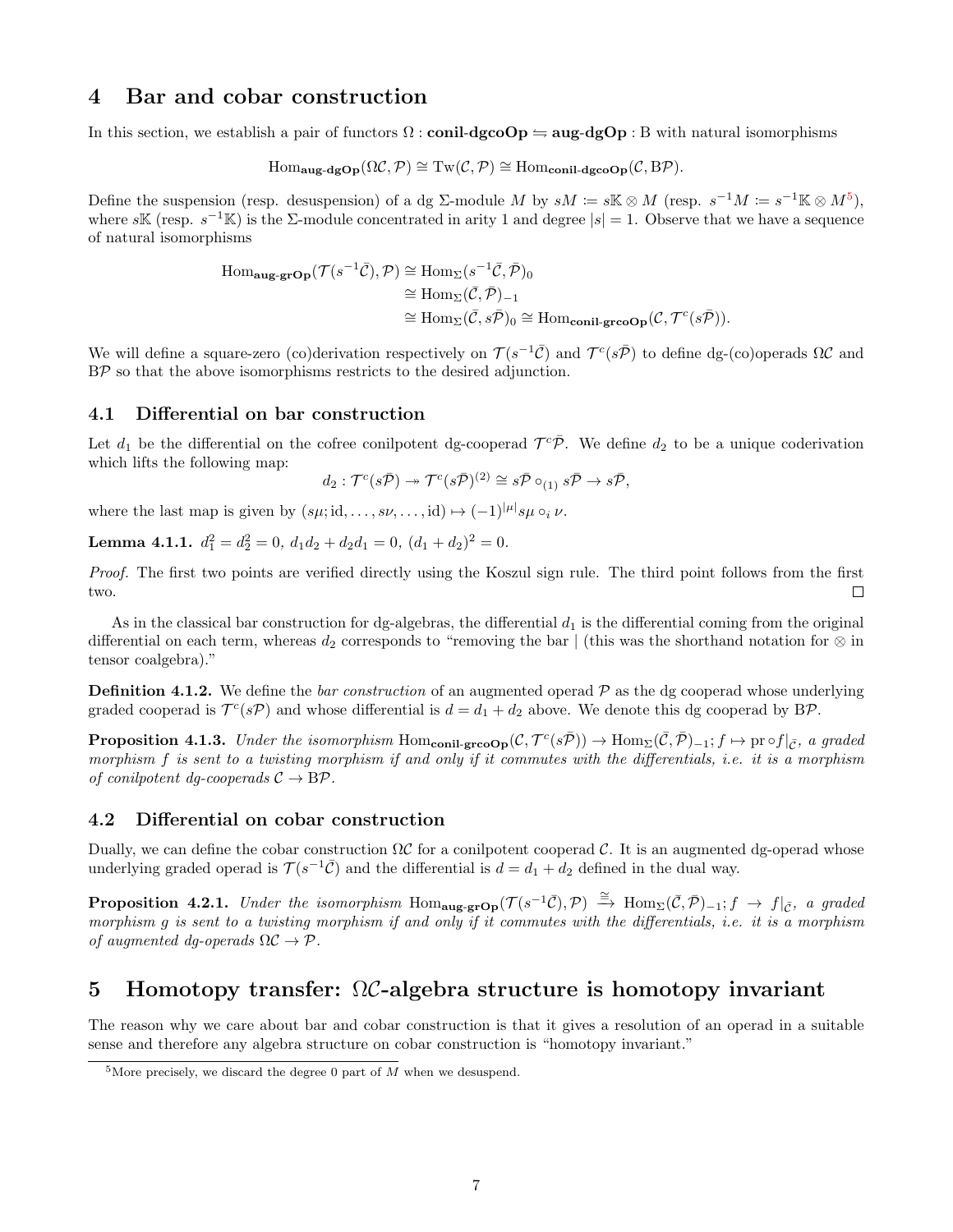# 4 Bar and cobar construction

In this section, we establish a pair of functors $\Omega : \mathbf{conil\text{-}dgcoOp} \leftrightarrows \mathbf{aug\text{-}dgOp} : \mathrm{B}$ with natural isomorphisms

$$\mathrm{Hom}_{\mathbf{aug\text{-}dgOp}}(\Omega\mathcal{C}, \mathcal{P}) \cong \mathrm{Tw}(\mathcal{C}, \mathcal{P}) \cong \mathrm{Hom}_{\mathbf{conil\text{-}dgcoOp}}(\mathcal{C}, \mathrm{B}\mathcal{P}).$$

Define the suspension (resp. desuspension) of a dg $\Sigma$-module $M$ by $sM := s\mathbb{K} \otimes M$ (resp. $s^{-1}M := s^{-1}\mathbb{K} \otimes M$[5]), where $s\mathbb{K}$ (resp. $s^{-1}\mathbb{K}$) is the $\Sigma$-module concentrated in arity 1 and degree $|s| = 1$. Observe that we have a sequence of natural isomorphisms

$$\begin{aligned}
\mathrm{Hom}_{\mathbf{aug\text{-}grOp}}(\mathcal{T}(s^{-1}\bar{\mathcal{C}}), \mathcal{P}) &\cong \mathrm{Hom}_{\Sigma}(s^{-1}\bar{\mathcal{C}}, \bar{\mathcal{P}})_0 \\
&\cong \mathrm{Hom}_{\Sigma}(\bar{\mathcal{C}}, \bar{\mathcal{P}})_{-1} \\
&\cong \mathrm{Hom}_{\Sigma}(\bar{\mathcal{C}}, s\bar{\mathcal{P}})_0 \cong \mathrm{Hom}_{\mathbf{conil\text{-}grcoOp}}(\mathcal{C}, \mathcal{T}^c(s\bar{\mathcal{P}})).
\end{aligned}$$

We will define a square-zero (co)derivation respectively on $\mathcal{T}(s^{-1}\bar{\mathcal{C}})$ and $\mathcal{T}^c(s\bar{\mathcal{P}})$ to define dg-(co)operads $\Omega\mathcal{C}$ and $\mathrm{B}\mathcal{P}$ so that the above isomorphisms restricts to the desired adjunction.

## 4.1 Differential on bar construction

Let $d_1$ be the differential on the cofree conilpotent dg-cooperad $\mathcal{T}^c\bar{\mathcal{P}}$. We define $d_2$ to be a unique coderivation which lifts the following map:

$$d_2 : \mathcal{T}^c(s\bar{\mathcal{P}}) \twoheadrightarrow \mathcal{T}^c(s\bar{\mathcal{P}})^{(2)} \cong s\bar{\mathcal{P}} \circ_{(1)} s\bar{\mathcal{P}} \to s\bar{\mathcal{P}},$$

where the last map is given by $(s\mu; \mathrm{id}, \ldots, s\nu, \ldots, \mathrm{id}) \mapsto (-1)^{|\mu|} s\mu \circ_i \nu$.

**Lemma 4.1.1.** $d_1^2 = d_2^2 = 0$, $d_1 d_2 + d_2 d_1 = 0$, $(d_1 + d_2)^2 = 0$.

*Proof.* The first two points are verified directly using the Koszul sign rule. The third point follows from the first two. $\square$

As in the classical bar construction for dg-algebras, the differential $d_1$ is the differential coming from the original differential on each term, whereas $d_2$ corresponds to "removing the bar | (this was the shorthand notation for $\otimes$ in tensor coalgebra)."

**Definition 4.1.2.** We define the *bar construction* of an augmented operad $\mathcal{P}$ as the dg cooperad whose underlying graded cooperad is $\mathcal{T}^c(s\mathcal{P})$ and whose differential is $d = d_1 + d_2$ above. We denote this dg cooperad by $\mathrm{B}\mathcal{P}$.

**Proposition 4.1.3.** *Under the isomorphism* $\mathrm{Hom}_{\mathbf{conil\text{-}grcoOp}}(\mathcal{C}, \mathcal{T}^c(s\bar{\mathcal{P}})) \to \mathrm{Hom}_{\Sigma}(\bar{\mathcal{C}}, \bar{\mathcal{P}})_{-1}; f \mapsto \mathrm{pr} \circ f|_{\bar{\mathcal{C}}}$*, a graded morphism $f$ is sent to a twisting morphism if and only if it commutes with the differentials, i.e. it is a morphism of conilpotent dg-cooperads $\mathcal{C} \to \mathrm{B}\mathcal{P}$.*

## 4.2 Differential on cobar construction

Dually, we can define the cobar construction $\Omega\mathcal{C}$ for a conilpotent cooperad $\mathcal{C}$. It is an augmented dg-operad whose underlying graded operad is $\mathcal{T}(s^{-1}\bar{\mathcal{C}})$ and the differential is $d = d_1 + d_2$ defined in the dual way.

**Proposition 4.2.1.** *Under the isomorphism* $\mathrm{Hom}_{\mathbf{aug\text{-}grOp}}(\mathcal{T}(s^{-1}\bar{\mathcal{C}}), \mathcal{P}) \xrightarrow{\cong} \mathrm{Hom}_{\Sigma}(\bar{\mathcal{C}}, \bar{\mathcal{P}})_{-1}; f \to f|_{\bar{\mathcal{C}}}$*, a graded morphism $g$ is sent to a twisting morphism if and only if it commutes with the differentials, i.e. it is a morphism of augmented dg-operads $\Omega\mathcal{C} \to \mathcal{P}$.*

# 5 Homotopy transfer: $\Omega\mathcal{C}$-algebra structure is homotopy invariant

The reason why we care about bar and cobar construction is that it gives a resolution of an operad in a suitable sense and therefore any algebra structure on cobar construction is "homotopy invariant."

[5] More precisely, we discard the degree 0 part of $M$ when we desuspend.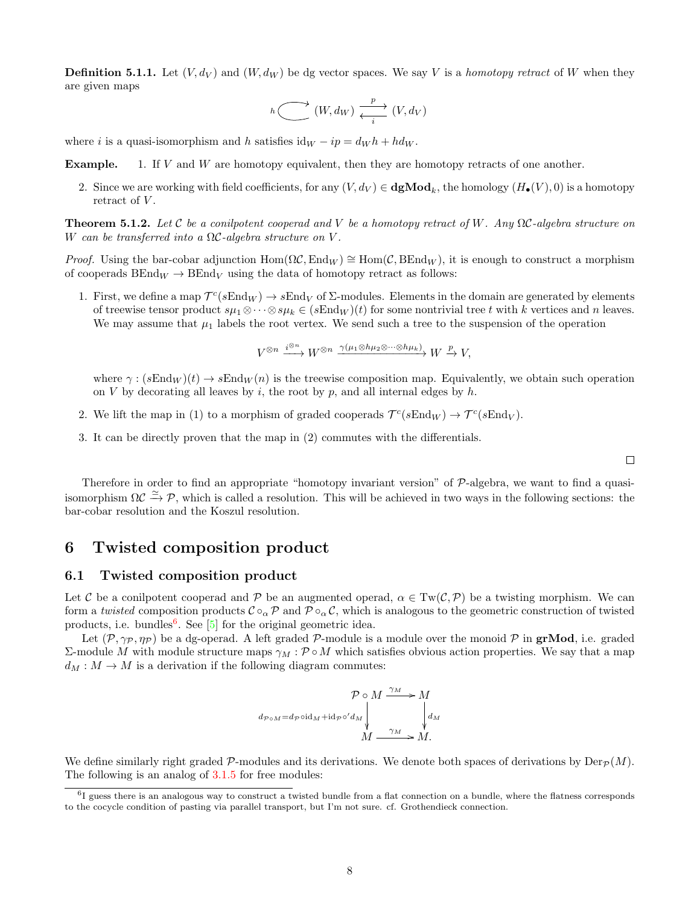**Definition 5.1.1.** Let $(V, d_V)$ and $(W, d_W)$ be dg vector spaces. We say $V$ is a *homotopy retract* of $W$ when they are given maps

$$h \circlearrowright (W, d_W) \underset{i}{\overset{p}{\rightleftarrows}} (V, d_V)$$

where $i$ is a quasi-isomorphism and $h$ satisfies $\mathrm{id}_W - ip = d_W h + h d_W$.

**Example.**

1. If $V$ and $W$ are homotopy equivalent, then they are homotopy retracts of one another.
2. Since we are working with field coefficients, for any $(V, d_V) \in \mathbf{dgMod}_k$, the homology $(H_\bullet(V), 0)$ is a homotopy retract of $V$.

**Theorem 5.1.2.** *Let $\mathcal{C}$ be a conilpotent cooperad and $V$ be a homotopy retract of $W$. Any $\Omega\mathcal{C}$-algebra structure on $W$ can be transferred into a $\Omega\mathcal{C}$-algebra structure on $V$.*

*Proof.* Using the bar-cobar adjunction $\mathrm{Hom}(\Omega\mathcal{C}, \mathrm{End}_W) \cong \mathrm{Hom}(\mathcal{C}, \mathrm{BEnd}_W)$, it is enough to construct a morphism of cooperads $\mathrm{BEnd}_W \to \mathrm{BEnd}_V$ using the data of homotopy retract as follows:

1. First, we define a map $\mathcal{T}^c(s\mathrm{End}_W) \to s\mathrm{End}_V$ of $\Sigma$-modules. Elements in the domain are generated by elements of treewise tensor product $s\mu_1 \otimes \cdots \otimes s\mu_k \in (s\mathrm{End}_W)(t)$ for some nontrivial tree $t$ with $k$ vertices and $n$ leaves. We may assume that $\mu_1$ labels the root vertex. We send such a tree to the suspension of the operation

$$V^{\otimes n} \xrightarrow{i^{\otimes n}} W^{\otimes n} \xrightarrow{\gamma(\mu_1 \otimes h\mu_2 \otimes \cdots \otimes h\mu_k)} W \xrightarrow{p} V,$$

where $\gamma : (s\mathrm{End}_W)(t) \to s\mathrm{End}_W(n)$ is the treewise composition map. Equivalently, we obtain such operation on $V$ by decorating all leaves by $i$, the root by $p$, and all internal edges by $h$.

2. We lift the map in (1) to a morphism of graded cooperads $\mathcal{T}^c(s\mathrm{End}_W) \to \mathcal{T}^c(s\mathrm{End}_V)$.
3. It can be directly proven that the map in (2) commutes with the differentials.

□

Therefore in order to find an appropriate "homotopy invariant version" of $\mathcal{P}$-algebra, we want to find a quasi-isomorphism $\Omega\mathcal{C} \xrightarrow{\simeq} \mathcal{P}$, which is called a resolution. This will be achieved in two ways in the following sections: the bar-cobar resolution and the Koszul resolution.

# 6 Twisted composition product

## 6.1 Twisted composition product

Let $\mathcal{C}$ be a conilpotent cooperad and $\mathcal{P}$ be an augmented operad, $\alpha \in \mathrm{Tw}(\mathcal{C}, \mathcal{P})$ be a twisting morphism. We can form a *twisted* composition products $\mathcal{C} \circ_\alpha \mathcal{P}$ and $\mathcal{P} \circ_\alpha \mathcal{C}$, which is analogous to the geometric construction of twisted products, i.e. bundles[6]. See [5] for the original geometric idea.

Let $(\mathcal{P}, \gamma_\mathcal{P}, \eta_\mathcal{P})$ be a dg-operad. A left graded $\mathcal{P}$-module is a module over the monoid $\mathcal{P}$ in **grMod**, i.e. graded $\Sigma$-module $M$ with module structure maps $\gamma_M : \mathcal{P} \circ M$ which satisfies obvious action properties. We say that a map $d_M : M \to M$ is a derivation if the following diagram commutes:

$$\begin{array}{ccc}
\mathcal{P} \circ M & \xrightarrow{\gamma_M} & M \\
{\scriptstyle d_{\mathcal{P}\circ M} = d_\mathcal{P} \circ \mathrm{id}_M + \mathrm{id}_\mathcal{P} \circ' d_M} \downarrow & & \downarrow {\scriptstyle d_M} \\
M & \xrightarrow{\gamma_M} & M.
\end{array}$$

We define similarly right graded $\mathcal{P}$-modules and its derivations. We denote both spaces of derivations by $\mathrm{Der}_\mathcal{P}(M)$. The following is an analog of 3.1.5 for free modules:

[6] I guess there is an analogous way to construct a twisted bundle from a flat connection on a bundle, where the flatness corresponds to the cocycle condition of pasting via parallel transport, but I'm not sure. cf. Grothendieck connection.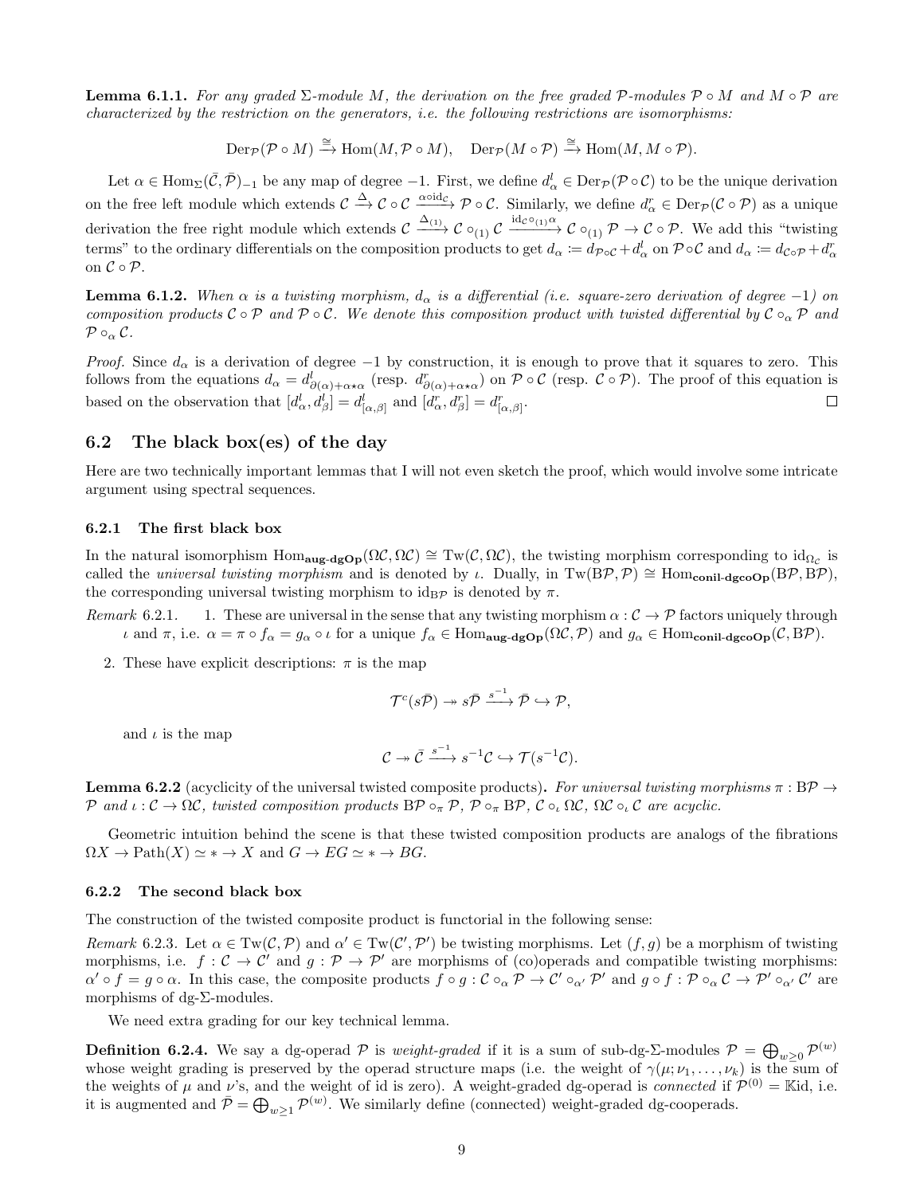**Lemma 6.1.1.** *For any graded $\Sigma$-module $M$, the derivation on the free graded $\mathcal{P}$-modules $\mathcal{P} \circ M$ and $M \circ \mathcal{P}$ are characterized by the restriction on the generators, i.e. the following restrictions are isomorphisms:*

$$\mathrm{Der}_{\mathcal{P}}(\mathcal{P} \circ M) \xrightarrow{\cong} \mathrm{Hom}(M, \mathcal{P} \circ M), \quad \mathrm{Der}_{\mathcal{P}}(M \circ \mathcal{P}) \xrightarrow{\cong} \mathrm{Hom}(M, M \circ \mathcal{P}).$$

Let $\alpha \in \mathrm{Hom}_{\Sigma}(\bar{\mathcal{C}}, \bar{\mathcal{P}})_{-1}$ be any map of degree $-1$. First, we define $d^l_\alpha \in \mathrm{Der}_{\mathcal{P}}(\mathcal{P} \circ \mathcal{C})$ to be the unique derivation on the free left module which extends $\mathcal{C} \xrightarrow{\Delta} \mathcal{C} \circ \mathcal{C} \xrightarrow{\alpha \circ \mathrm{id}_{\mathcal{C}}} \mathcal{P} \circ \mathcal{C}$. Similarly, we define $d^r_\alpha \in \mathrm{Der}_{\mathcal{P}}(\mathcal{C} \circ \mathcal{P})$ as a unique derivation the free right module which extends $\mathcal{C} \xrightarrow{\Delta_{(1)}} \mathcal{C} \circ_{(1)} \mathcal{C} \xrightarrow{\mathrm{id}_{\mathcal{C}} \circ_{(1)} \alpha} \mathcal{C} \circ_{(1)} \mathcal{P} \to \mathcal{C} \circ \mathcal{P}$. We add this "twisting terms" to the ordinary differentials on the composition products to get $d_\alpha := d_{\mathcal{P} \circ \mathcal{C}} + d^l_\alpha$ on $\mathcal{P} \circ \mathcal{C}$ and $d_\alpha := d_{\mathcal{C} \circ \mathcal{P}} + d^r_\alpha$ on $\mathcal{C} \circ \mathcal{P}$.

**Lemma 6.1.2.** *When $\alpha$ is a twisting morphism, $d_\alpha$ is a differential (i.e. square-zero derivation of degree $-1$) on composition products $\mathcal{C} \circ \mathcal{P}$ and $\mathcal{P} \circ \mathcal{C}$. We denote this composition product with twisted differential by $\mathcal{C} \circ_\alpha \mathcal{P}$ and $\mathcal{P} \circ_\alpha \mathcal{C}$.*

*Proof.* Since $d_\alpha$ is a derivation of degree $-1$ by construction, it is enough to prove that it squares to zero. This follows from the equations $d_\alpha = d^l_{\partial(\alpha) + \alpha \star \alpha}$ (resp. $d^r_{\partial(\alpha) + \alpha \star \alpha}$) on $\mathcal{P} \circ \mathcal{C}$ (resp. $\mathcal{C} \circ \mathcal{P}$). The proof of this equation is based on the observation that $[d^l_\alpha, d^l_\beta] = d^l_{[\alpha,\beta]}$ and $[d^r_\alpha, d^r_\beta] = d^r_{[\alpha,\beta]}$. □

## 6.2 The black box(es) of the day

Here are two technically important lemmas that I will not even sketch the proof, which would involve some intricate argument using spectral sequences.

### 6.2.1 The first black box

In the natural isomorphism $\mathrm{Hom}_{\mathbf{aug\text{-}dgOp}}(\Omega\mathcal{C}, \Omega\mathcal{C}) \cong \mathrm{Tw}(\mathcal{C}, \Omega\mathcal{C})$, the twisting morphism corresponding to $\mathrm{id}_{\Omega_{\mathcal{C}}}$ is called the *universal twisting morphism* and is denoted by $\iota$. Dually, in $\mathrm{Tw}(\mathrm{B}\mathcal{P}, \mathcal{P}) \cong \mathrm{Hom}_{\mathbf{conil\text{-}dgcoOp}}(\mathrm{B}\mathcal{P}, \mathrm{B}\mathcal{P})$, the corresponding universal twisting morphism to $\mathrm{id}_{\mathrm{B}\mathcal{P}}$ is denoted by $\pi$.

*Remark* 6.2.1.

1. These are universal in the sense that any twisting morphism $\alpha : \mathcal{C} \to \mathcal{P}$ factors uniquely through $\iota$ and $\pi$, i.e. $\alpha = \pi \circ f_\alpha = g_\alpha \circ \iota$ for a unique $f_\alpha \in \mathrm{Hom}_{\mathbf{aug\text{-}dgOp}}(\Omega\mathcal{C}, \mathcal{P})$ and $g_\alpha \in \mathrm{Hom}_{\mathbf{conil\text{-}dgcoOp}}(\mathcal{C}, \mathrm{B}\mathcal{P})$.
2. These have explicit descriptions: $\pi$ is the map

$$\mathcal{T}^c(s\bar{\mathcal{P}}) \twoheadrightarrow s\bar{\mathcal{P}} \xrightarrow{s^{-1}} \bar{\mathcal{P}} \hookrightarrow \mathcal{P},$$

and $\iota$ is the map

$$\mathcal{C} \twoheadrightarrow \bar{\mathcal{C}} \xrightarrow{s^{-1}} s^{-1}\mathcal{C} \hookrightarrow \mathcal{T}(s^{-1}\mathcal{C}).$$

**Lemma 6.2.2** (acyclicity of the universal twisted composite products)**.** *For universal twisting morphisms $\pi : \mathrm{B}\mathcal{P} \to \mathcal{P}$ and $\iota : \mathcal{C} \to \Omega\mathcal{C}$, twisted composition products $\mathrm{B}\mathcal{P} \circ_\pi \mathcal{P}$, $\mathcal{P} \circ_\pi \mathrm{B}\mathcal{P}$, $\mathcal{C} \circ_\iota \Omega\mathcal{C}$, $\Omega\mathcal{C} \circ_\iota \mathcal{C}$ are acyclic.*

Geometric intuition behind the scene is that these twisted composition products are analogs of the fibrations $\Omega X \to \mathrm{Path}(X) \simeq * \to X$ and $G \to EG \simeq * \to BG$.

### 6.2.2 The second black box

The construction of the twisted composite product is functorial in the following sense:

*Remark* 6.2.3. Let $\alpha \in \mathrm{Tw}(\mathcal{C}, \mathcal{P})$ and $\alpha' \in \mathrm{Tw}(\mathcal{C}', \mathcal{P}')$ be twisting morphisms. Let $(f, g)$ be a morphism of twisting morphisms, i.e. $f : \mathcal{C} \to \mathcal{C}'$ and $g : \mathcal{P} \to \mathcal{P}'$ are morphisms of (co)operads and compatible twisting morphisms: $\alpha' \circ f = g \circ \alpha$. In this case, the composite products $f \circ g : \mathcal{C} \circ_\alpha \mathcal{P} \to \mathcal{C}' \circ_{\alpha'} \mathcal{P}'$ and $g \circ f : \mathcal{P} \circ_\alpha \mathcal{C} \to \mathcal{P}' \circ_{\alpha'} \mathcal{C}'$ are morphisms of dg-$\Sigma$-modules.

We need extra grading for our key technical lemma.

**Definition 6.2.4.** We say a dg-operad $\mathcal{P}$ is *weight-graded* if it is a sum of sub-dg-$\Sigma$-modules $\mathcal{P} = \bigoplus_{w \geq 0} \mathcal{P}^{(w)}$ whose weight grading is preserved by the operad structure maps (i.e. the weight of $\gamma(\mu; \nu_1, \ldots, \nu_k)$ is the sum of the weights of $\mu$ and $\nu$'s, and the weight of id is zero). A weight-graded dg-operad is *connected* if $\mathcal{P}^{(0)} = \mathbb{K}\mathrm{id}$, i.e. it is augmented and $\bar{\mathcal{P}} = \bigoplus_{w \geq 1} \mathcal{P}^{(w)}$. We similarly define (connected) weight-graded dg-cooperads.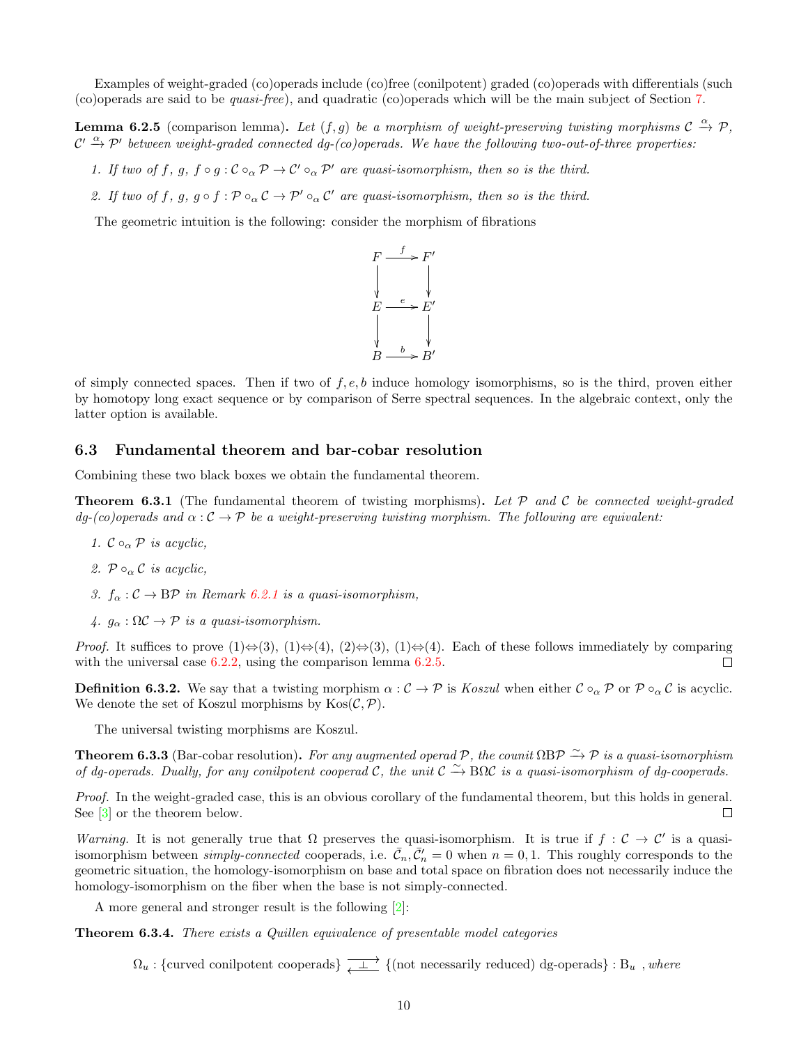Examples of weight-graded (co)operads include (co)free (conilpotent) graded (co)operads with differentials (such (co)operads are said to be *quasi-free*), and quadratic (co)operads which will be the main subject of Section 7.

**Lemma 6.2.5** (comparison lemma)**.** *Let $(f, g)$ be a morphism of weight-preserving twisting morphisms $\mathcal{C} \xrightarrow{\alpha} \mathcal{P}$, $\mathcal{C}' \xrightarrow{\alpha} \mathcal{P}'$ between weight-graded connected dg-(co)operads. We have the following two-out-of-three properties:*

1. *If two of $f$, $g$, $f \circ g : \mathcal{C} \circ_\alpha \mathcal{P} \to \mathcal{C}' \circ_\alpha \mathcal{P}'$ are quasi-isomorphism, then so is the third.*
2. *If two of $f$, $g$, $g \circ f : \mathcal{P} \circ_\alpha \mathcal{C} \to \mathcal{P}' \circ_\alpha \mathcal{C}'$ are quasi-isomorphism, then so is the third.*

The geometric intuition is the following: consider the morphism of fibrations

$$\begin{array}{ccc} F & \xrightarrow{f} & F' \\ \downarrow & & \downarrow \\ E & \xrightarrow{e} & E' \\ \downarrow & & \downarrow \\ B & \xrightarrow{b} & B' \end{array}$$

of simply connected spaces. Then if two of $f, e, b$ induce homology isomorphisms, so is the third, proven either by homotopy long exact sequence or by comparison of Serre spectral sequences. In the algebraic context, only the latter option is available.

## 6.3 Fundamental theorem and bar-cobar resolution

Combining these two black boxes we obtain the fundamental theorem.

**Theorem 6.3.1** (The fundamental theorem of twisting morphisms)**.** *Let $\mathcal{P}$ and $\mathcal{C}$ be connected weight-graded dg-(co)operads and $\alpha : \mathcal{C} \to \mathcal{P}$ be a weight-preserving twisting morphism. The following are equivalent:*

1. *$\mathcal{C} \circ_\alpha \mathcal{P}$ is acyclic,*
2. *$\mathcal{P} \circ_\alpha \mathcal{C}$ is acyclic,*
3. *$f_\alpha : \mathcal{C} \to \mathrm{B}\mathcal{P}$ in Remark 6.2.1 is a quasi-isomorphism,*
4. *$g_\alpha : \Omega\mathcal{C} \to \mathcal{P}$ is a quasi-isomorphism.*

*Proof.* It suffices to prove (1)⇔(3), (1)⇔(4), (2)⇔(3), (1)⇔(4). Each of these follows immediately by comparing with the universal case 6.2.2, using the comparison lemma 6.2.5. □

**Definition 6.3.2.** We say that a twisting morphism $\alpha : \mathcal{C} \to \mathcal{P}$ is *Koszul* when either $\mathcal{C} \circ_\alpha \mathcal{P}$ or $\mathcal{P} \circ_\alpha \mathcal{C}$ is acyclic. We denote the set of Koszul morphisms by $\mathrm{Kos}(\mathcal{C}, \mathcal{P})$.

The universal twisting morphisms are Koszul.

**Theorem 6.3.3** (Bar-cobar resolution)**.** *For any augmented operad $\mathcal{P}$, the counit $\Omega\mathrm{B}\mathcal{P} \xrightarrow{\sim} \mathcal{P}$ is a quasi-isomorphism of dg-operads. Dually, for any conilpotent cooperad $\mathcal{C}$, the unit $\mathcal{C} \xrightarrow{\sim} \mathrm{B}\Omega\mathcal{C}$ is a quasi-isomorphism of dg-cooperads.*

*Proof.* In the weight-graded case, this is an obvious corollary of the fundamental theorem, but this holds in general. See [3] or the theorem below. □

*Warning.* It is not generally true that $\Omega$ preserves the quasi-isomorphism. It is true if $f : \mathcal{C} \to \mathcal{C}'$ is a quasi-isomorphism between *simply-connected* cooperads, i.e. $\bar{\mathcal{C}}_n, \bar{\mathcal{C}}'_n = 0$ when $n = 0, 1$. This roughly corresponds to the geometric situation, the homology-isomorphism on base and total space on fibration does not necessarily induce the homology-isomorphism on the fiber when the base is not simply-connected.

A more general and stronger result is the following [2]:

**Theorem 6.3.4.** *There exists a Quillen equivalence of presentable model categories*

$$\Omega_u : \{\text{curved conilpotent cooperads}\} \underset{\longleftarrow}{\overset{\longrightarrow}{\perp}} \{\text{(not necessarily reduced) dg-operads}\} : \mathrm{B}_u \ ,$$ *where*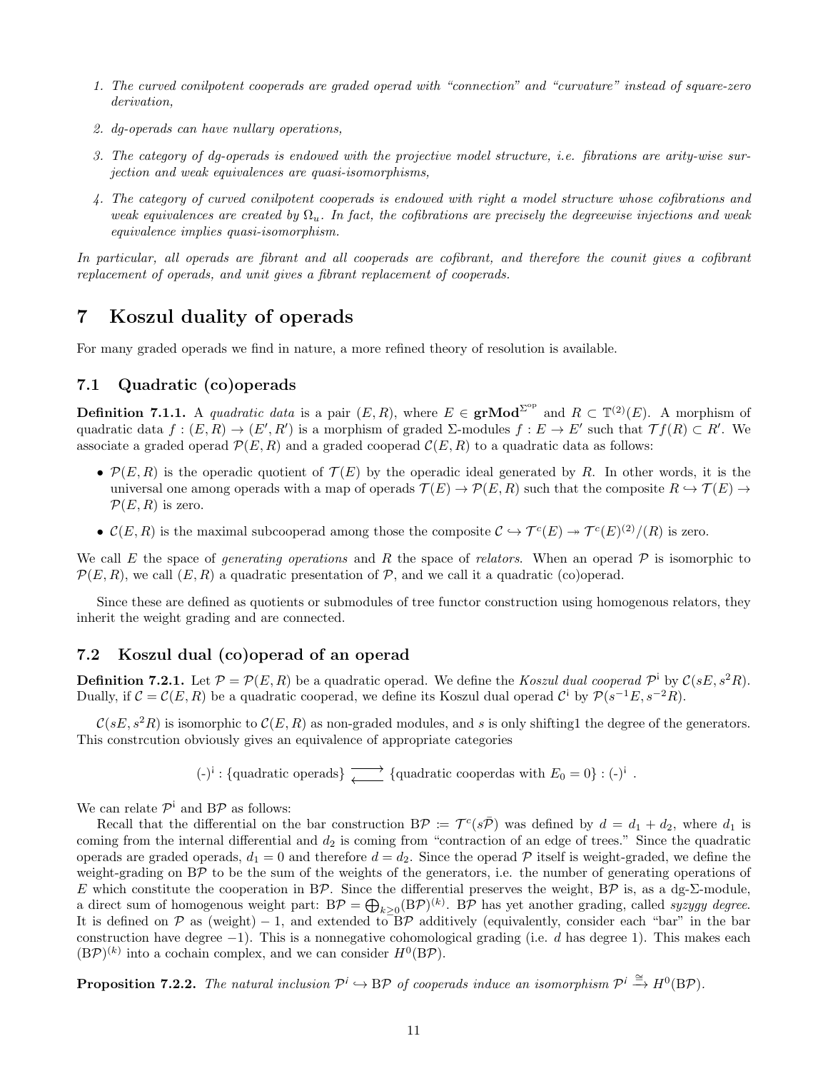1. *The curved conilpotent cooperads are graded operad with "connection" and "curvature" instead of square-zero derivation,*

2. *dg-operads can have nullary operations,*

3. *The category of dg-operads is endowed with the projective model structure, i.e. fibrations are arity-wise surjection and weak equivalences are quasi-isomorphisms,*

4. *The category of curved conilpotent cooperads is endowed with right a model structure whose cofibrations and weak equivalences are created by $\Omega_u$. In fact, the cofibrations are precisely the degreewise injections and weak equivalence implies quasi-isomorphism.*

*In particular, all operads are fibrant and all cooperads are cofibrant, and therefore the counit gives a cofibrant replacement of operads, and unit gives a fibrant replacement of cooperads.*

# 7 Koszul duality of operads

For many graded operads we find in nature, a more refined theory of resolution is available.

## 7.1 Quadratic (co)operads

**Definition 7.1.1.** A *quadratic data* is a pair $(E, R)$, where $E \in \mathbf{grMod}^{\Sigma^{\mathrm{op}}}$ and $R \subset \mathbb{T}^{(2)}(E)$. A morphism of quadratic data $f : (E, R) \to (E', R')$ is a morphism of graded $\Sigma$-modules $f : E \to E'$ such that $\mathcal{T}f(R) \subset R'$. We associate a graded operad $\mathcal{P}(E, R)$ and a graded cooperad $\mathcal{C}(E, R)$ to a quadratic data as follows:

- $\mathcal{P}(E, R)$ is the operadic quotient of $\mathcal{T}(E)$ by the operadic ideal generated by $R$. In other words, it is the universal one among operads with a map of operads $\mathcal{T}(E) \to \mathcal{P}(E, R)$ such that the composite $R \hookrightarrow \mathcal{T}(E) \to \mathcal{P}(E, R)$ is zero.
- $\mathcal{C}(E, R)$ is the maximal subcooperad among those the composite $\mathcal{C} \hookrightarrow \mathcal{T}^c(E) \twoheadrightarrow \mathcal{T}^c(E)^{(2)}/(R)$ is zero.

We call $E$ the space of *generating operations* and $R$ the space of *relators*. When an operad $\mathcal{P}$ is isomorphic to $\mathcal{P}(E, R)$, we call $(E, R)$ a quadratic presentation of $\mathcal{P}$, and we call it a quadratic (co)operad.

Since these are defined as quotients or submodules of tree functor construction using homogenous relators, they inherit the weight grading and are connected.

## 7.2 Koszul dual (co)operad of an operad

**Definition 7.2.1.** Let $\mathcal{P} = \mathcal{P}(E, R)$ be a quadratic operad. We define the *Koszul dual cooperad* $\mathcal{P}^{\text{i}}$ by $\mathcal{C}(sE, s^2R)$. Dually, if $\mathcal{C} = \mathcal{C}(E, R)$ be a quadratic cooperad, we define its Koszul dual operad $\mathcal{C}^{\text{i}}$ by $\mathcal{P}(s^{-1}E, s^{-2}R)$.

$\mathcal{C}(sE, s^2R)$ is isomorphic to $\mathcal{C}(E, R)$ as non-graded modules, and $s$ is only shifting1 the degree of the generators. This constrcution obviously gives an equivalence of appropriate categories

$$(\text{-})^{\text{i}} : \{\text{quadratic operads}\} \rightleftarrows \{\text{quadratic cooperdas with } E_0 = 0\} : (\text{-})^{\text{i}} \ .$$

We can relate $\mathcal{P}^{\text{i}}$ and $\mathrm{B}\mathcal{P}$ as follows:

Recall that the differential on the bar construction $\mathrm{B}\mathcal{P} \coloneqq \mathcal{T}^c(s\bar{\mathcal{P}})$ was defined by $d = d_1 + d_2$, where $d_1$ is coming from the internal differential and $d_2$ is coming from "contraction of an edge of trees." Since the quadratic operads are graded operads, $d_1 = 0$ and therefore $d = d_2$. Since the operad $\mathcal{P}$ itself is weight-graded, we define the weight-grading on $\mathrm{B}\mathcal{P}$ to be the sum of the weights of the generators, i.e. the number of generating operations of $E$ which constitute the cooperation in $\mathrm{B}\mathcal{P}$. Since the differential preserves the weight, $\mathrm{B}\mathcal{P}$ is, as a dg-$\Sigma$-module, a direct sum of homogenous weight part: $\mathrm{B}\mathcal{P} = \bigoplus_{k\geq 0}(\mathrm{B}\mathcal{P})^{(k)}$. $\mathrm{B}\mathcal{P}$ has yet another grading, called *syzygy degree*. It is defined on $\mathcal{P}$ as (weight) $-$ 1, and extended to $\mathrm{B}\mathcal{P}$ additively (equivalently, consider each "bar" in the bar construction have degree $-1$). This is a nonnegative cohomological grading (i.e. $d$ has degree 1). This makes each $(\mathrm{B}\mathcal{P})^{(k)}$ into a cochain complex, and we can consider $H^0(\mathrm{B}\mathcal{P})$.

**Proposition 7.2.2.** *The natural inclusion $\mathcal{P}^{i} \hookrightarrow \mathrm{B}\mathcal{P}$ of cooperads induce an isomorphism $\mathcal{P}^{i} \xrightarrow{\cong} H^0(\mathrm{B}\mathcal{P})$.*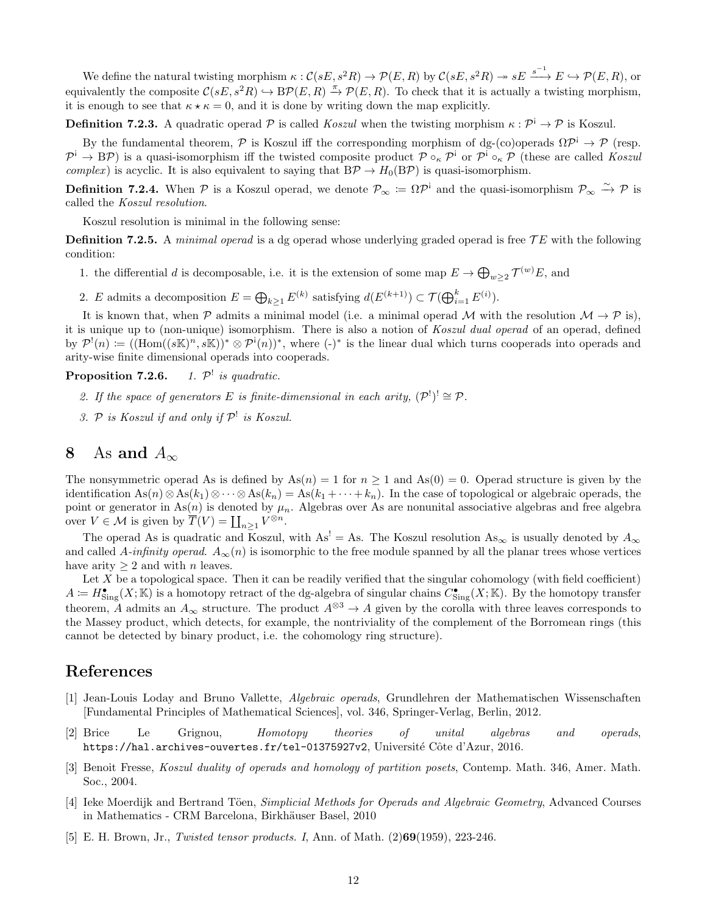We define the natural twisting morphism $\kappa : \mathcal{C}(sE, s^2R) \to \mathcal{P}(E,R)$ by $\mathcal{C}(sE, s^2R) \twoheadrightarrow sE \xrightarrow{s^{-1}} E \hookrightarrow \mathcal{P}(E,R)$, or equivalently the composite $\mathcal{C}(sE, s^2R) \hookrightarrow \mathrm{B}\mathcal{P}(E,R) \xrightarrow{\pi} \mathcal{P}(E,R)$. To check that it is actually a twisting morphism, it is enough to see that $\kappa \star \kappa = 0$, and it is done by writing down the map explicitly.

**Definition 7.2.3.** A quadratic operad $\mathcal{P}$ is called *Koszul* when the twisting morphism $\kappa : \mathcal{P}^{\text{i}} \to \mathcal{P}$ is Koszul.

By the fundamental theorem, $\mathcal{P}$ is Koszul iff the corresponding morphism of dg-(co)operads $\Omega\mathcal{P}^{\text{i}} \to \mathcal{P}$ (resp. $\mathcal{P}^{\text{i}} \to \mathrm{B}\mathcal{P}$) is a quasi-isomorphism iff the twisted composite product $\mathcal{P} \circ_\kappa \mathcal{P}^{\text{i}}$ or $\mathcal{P}^{\text{i}} \circ_\kappa \mathcal{P}$ (these are called *Koszul complex*) is acyclic. It is also equivalent to saying that $\mathrm{B}\mathcal{P} \to H_0(\mathrm{B}\mathcal{P})$ is quasi-isomorphism.

**Definition 7.2.4.** When $\mathcal{P}$ is a Koszul operad, we denote $\mathcal{P}_\infty := \Omega\mathcal{P}^{\text{i}}$ and the quasi-isomorphism $\mathcal{P}_\infty \xrightarrow{\sim} \mathcal{P}$ is called the *Koszul resolution*.

Koszul resolution is minimal in the following sense:

**Definition 7.2.5.** A *minimal operad* is a dg operad whose underlying graded operad is free $\mathcal{T}E$ with the following condition:

1. the differential $d$ is decomposable, i.e. it is the extension of some map $E \to \bigoplus_{w \geq 2} \mathcal{T}^{(w)}E$, and
2. $E$ admits a decomposition $E = \bigoplus_{k \geq 1} E^{(k)}$ satisfying $d(E^{(k+1)}) \subset \mathcal{T}(\bigoplus_{i=1}^{k} E^{(i)})$.

It is known that, when $\mathcal{P}$ admits a minimal model (i.e. a minimal operad $\mathcal{M}$ with the resolution $\mathcal{M} \to \mathcal{P}$ is), it is unique up to (non-unique) isomorphism. There is also a notion of *Koszul dual operad* of an operad, defined by $\mathcal{P}^!(n) := ((\mathrm{Hom}((s\mathbb{K})^n, s\mathbb{K}))^* \otimes \mathcal{P}^{\text{i}}(n))^*$, where (-)$^*$ is the linear dual which turns cooperads into operads and arity-wise finite dimensional operads into cooperads.

**Proposition 7.2.6.** *1. $\mathcal{P}^!$ is quadratic.*

*2. If the space of generators $E$ is finite-dimensional in each arity, $(\mathcal{P}^!)^! \cong \mathcal{P}$.*

*3. $\mathcal{P}$ is Koszul if and only if $\mathcal{P}^!$ is Koszul.*

# 8 As and $A_\infty$

The nonsymmetric operad As is defined by $\mathrm{As}(n) = 1$ for $n \geq 1$ and $\mathrm{As}(0) = 0$. Operad structure is given by the identification $\mathrm{As}(n) \otimes \mathrm{As}(k_1) \otimes \cdots \otimes \mathrm{As}(k_n) = \mathrm{As}(k_1 + \cdots + k_n)$. In the case of topological or algebraic operads, the point or generator in $\mathrm{As}(n)$ is denoted by $\mu_n$. Algebras over As are nonunital associative algebras and free algebra over $V \in \mathcal{M}$ is given by $\overline{T}(V) = \coprod_{n \geq 1} V^{\otimes n}$.

The operad As is quadratic and Koszul, with $\mathrm{As}^! = \mathrm{As}$. The Koszul resolution $\mathrm{As}_\infty$ is usually denoted by $A_\infty$ and called *A-infinity operad*. $A_\infty(n)$ is isomorphic to the free module spanned by all the planar trees whose vertices have arity $\geq 2$ and with $n$ leaves.

Let $X$ be a topological space. Then it can be readily verified that the singular cohomology (with field coefficient) $A := H^\bullet_{\mathrm{Sing}}(X;\mathbb{K})$ is a homotopy retract of the dg-algebra of singular chains $C^\bullet_{\mathrm{Sing}}(X;\mathbb{K})$. By the homotopy transfer theorem, $A$ admits an $A_\infty$ structure. The product $A^{\otimes 3} \to A$ given by the corolla with three leaves corresponds to the Massey product, which detects, for example, the nontriviality of the complement of the Borromean rings (this cannot be detected by binary product, i.e. the cohomology ring structure).

# References

[1] Jean-Louis Loday and Bruno Vallette, *Algebraic operads*, Grundlehren der Mathematischen Wissenschaften [Fundamental Principles of Mathematical Sciences], vol. 346, Springer-Verlag, Berlin, 2012.

[2] Brice Le Grignou, *Homotopy theories of unital algebras and operads*, https://hal.archives-ouvertes.fr/tel-01375927v2, Université Côte d'Azur, 2016.

[3] Benoit Fresse, *Koszul duality of operads and homology of partition posets*, Contemp. Math. 346, Amer. Math. Soc., 2004.

[4] Ieke Moerdijk and Bertrand Töen, *Simplicial Methods for Operads and Algebraic Geometry*, Advanced Courses in Mathematics - CRM Barcelona, Birkhäuser Basel, 2010

[5] E. H. Brown, Jr., *Twisted tensor products. I*, Ann. of Math. (2)**69**(1959), 223-246.